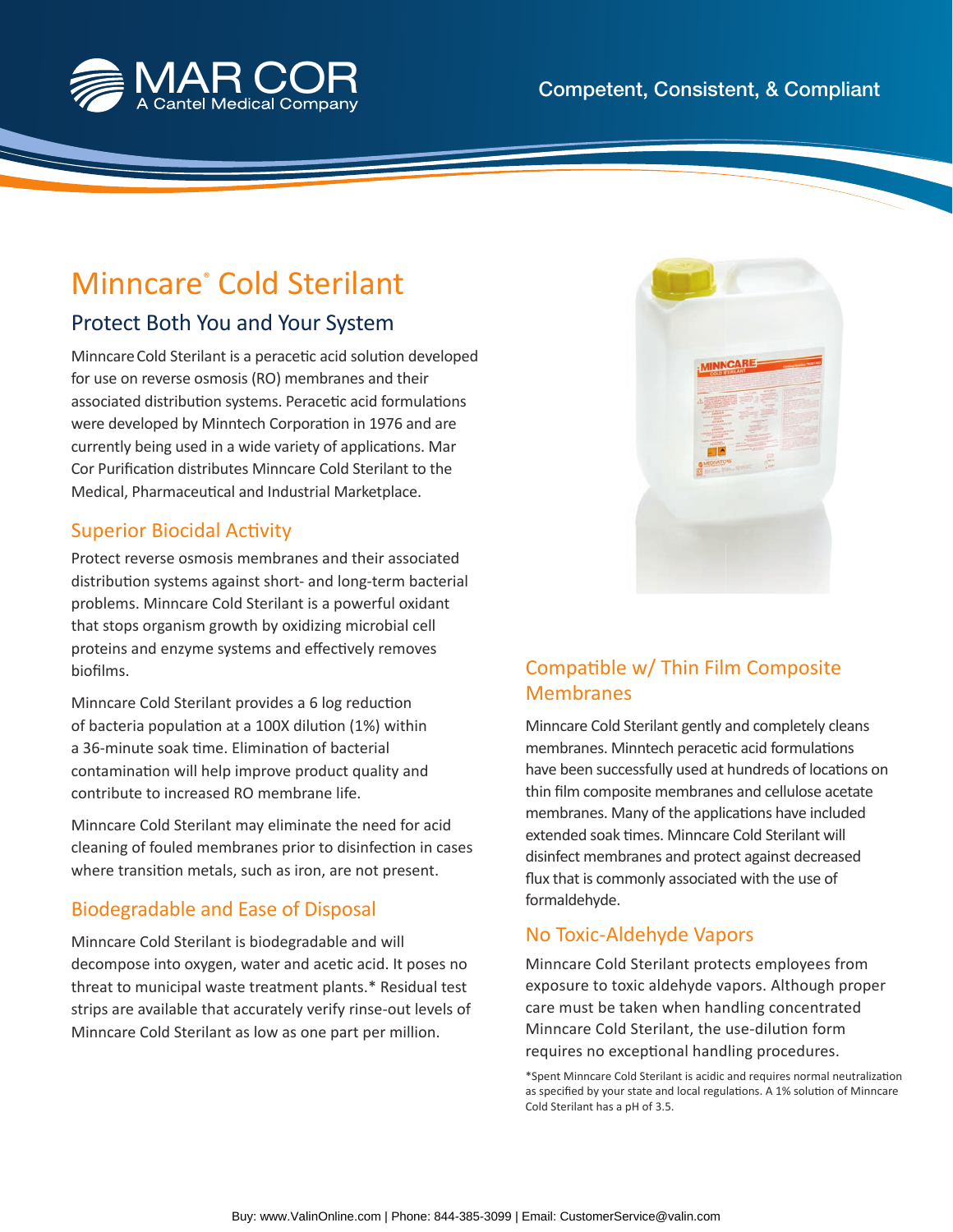MAR COR
A Cantel Medical Company

Competent, Consistent, & Compliant

# Minncare® Cold Sterilant

## Protect Both You and Your System

Minncare Cold Sterilant is a peracetic acid solution developed for use on reverse osmosis (RO) membranes and their associated distribution systems. Peracetic acid formulations were developed by Minntech Corporation in 1976 and are currently being used in a wide variety of applications. Mar Cor Purification distributes Minncare Cold Sterilant to the Medical, Pharmaceutical and Industrial Marketplace.

### Superior Biocidal Activity

Protect reverse osmosis membranes and their associated distribution systems against short- and long-term bacterial problems. Minncare Cold Sterilant is a powerful oxidant that stops organism growth by oxidizing microbial cell proteins and enzyme systems and effectively removes biofilms.

Minncare Cold Sterilant provides a 6 log reduction of bacteria population at a 100X dilution (1%) within a 36-minute soak time. Elimination of bacterial contamination will help improve product quality and contribute to increased RO membrane life.

Minncare Cold Sterilant may eliminate the need for acid cleaning of fouled membranes prior to disinfection in cases where transition metals, such as iron, are not present.

### Biodegradable and Ease of Disposal

Minncare Cold Sterilant is biodegradable and will decompose into oxygen, water and acetic acid. It poses no threat to municipal waste treatment plants.* Residual test strips are available that accurately verify rinse-out levels of Minncare Cold Sterilant as low as one part per million.

### Compatible w/ Thin Film Composite Membranes

Minncare Cold Sterilant gently and completely cleans membranes. Minntech peracetic acid formulations have been successfully used at hundreds of locations on thin film composite membranes and cellulose acetate membranes. Many of the applications have included extended soak times. Minncare Cold Sterilant will disinfect membranes and protect against decreased flux that is commonly associated with the use of formaldehyde.

### No Toxic-Aldehyde Vapors

Minncare Cold Sterilant protects employees from exposure to toxic aldehyde vapors. Although proper care must be taken when handling concentrated Minncare Cold Sterilant, the use-dilution form requires no exceptional handling procedures.

*Spent Minncare Cold Sterilant is acidic and requires normal neutralization as specified by your state and local regulations. A 1% solution of Minncare Cold Sterilant has a pH of 3.5.

Buy: www.ValinOnline.com | Phone: 844-385-3099 | Email: CustomerService@valin.com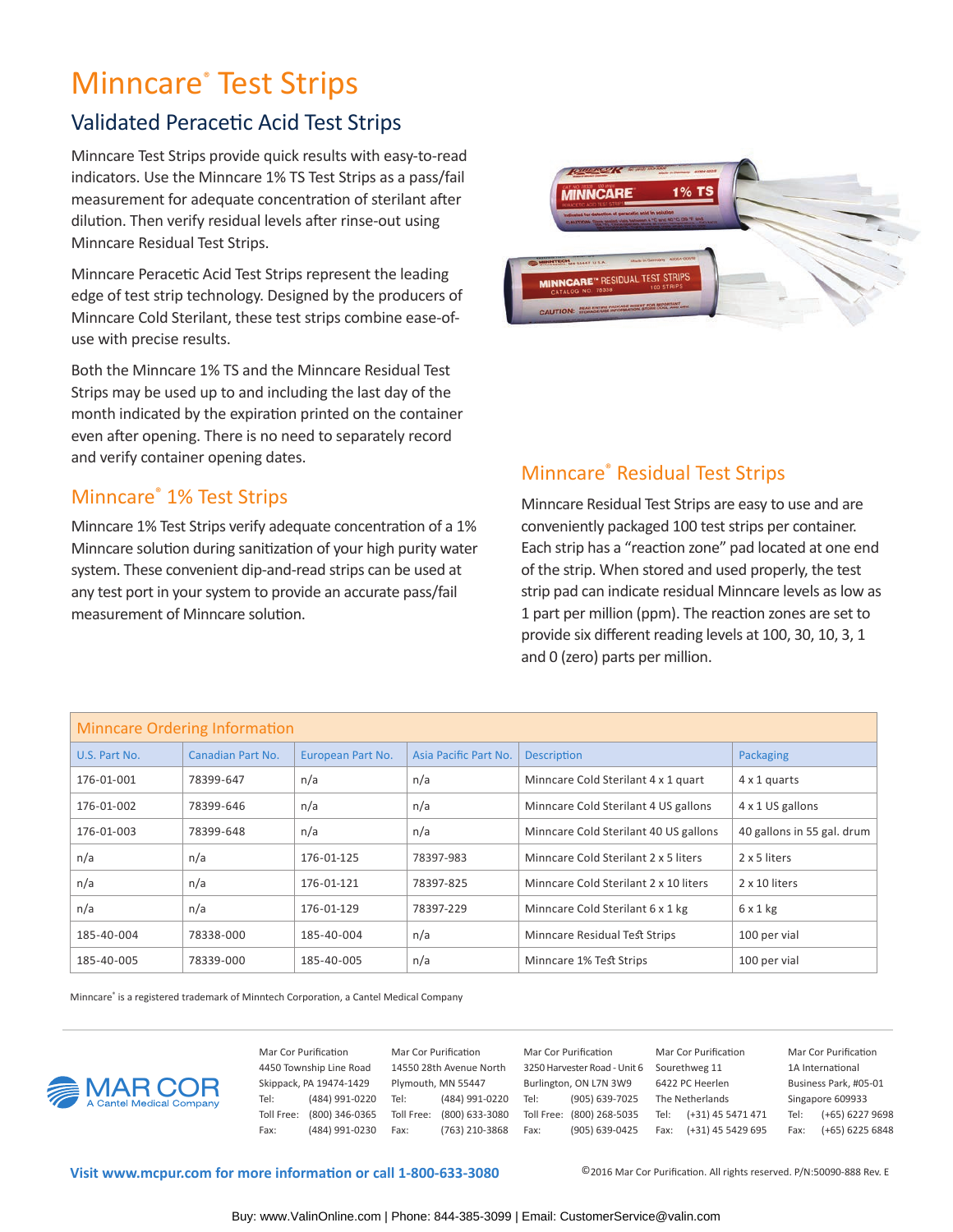# Minncare® Test Strips

## Validated Peracetic Acid Test Strips

Minncare Test Strips provide quick results with easy-to-read indicators. Use the Minncare 1% TS Test Strips as a pass/fail measurement for adequate concentration of sterilant after dilution. Then verify residual levels after rinse-out using Minncare Residual Test Strips.

Minncare Peracetic Acid Test Strips represent the leading edge of test strip technology. Designed by the producers of Minncare Cold Sterilant, these test strips combine ease-of-use with precise results.

Both the Minncare 1% TS and the Minncare Residual Test Strips may be used up to and including the last day of the month indicated by the expiration printed on the container even after opening. There is no need to separately record and verify container opening dates.

### Minncare® 1% Test Strips

Minncare 1% Test Strips verify adequate concentration of a 1% Minncare solution during sanitization of your high purity water system. These convenient dip-and-read strips can be used at any test port in your system to provide an accurate pass/fail measurement of Minncare solution.

### Minncare® Residual Test Strips

Minncare Residual Test Strips are easy to use and are conveniently packaged 100 test strips per container. Each strip has a "reaction zone" pad located at one end of the strip. When stored and used properly, the test strip pad can indicate residual Minncare levels as low as 1 part per million (ppm). The reaction zones are set to provide six different reading levels at 100, 30, 10, 3, 1 and 0 (zero) parts per million.

**Minncare Ordering Information**

| U.S. Part No. | Canadian Part No. | European Part No. | Asia Pacific Part No. | Description | Packaging |
|---|---|---|---|---|---|
| 176-01-001 | 78399-647 | n/a | n/a | Minncare Cold Sterilant 4 x 1 quart | 4 x 1 quarts |
| 176-01-002 | 78399-646 | n/a | n/a | Minncare Cold Sterilant 4 US gallons | 4 x 1 US gallons |
| 176-01-003 | 78399-648 | n/a | n/a | Minncare Cold Sterilant 40 US gallons | 40 gallons in 55 gal. drum |
| n/a | n/a | 176-01-125 | 78397-983 | Minncare Cold Sterilant 2 x 5 liters | 2 x 5 liters |
| n/a | n/a | 176-01-121 | 78397-825 | Minncare Cold Sterilant 2 x 10 liters | 2 x 10 liters |
| n/a | n/a | 176-01-129 | 78397-229 | Minncare Cold Sterilant 6 x 1 kg | 6 x 1 kg |
| 185-40-004 | 78338-000 | 185-40-004 | n/a | Minncare Residual Test Strips | 100 per vial |
| 185-40-005 | 78339-000 | 185-40-005 | n/a | Minncare 1% Test Strips | 100 per vial |

Minncare® is a registered trademark of Minntech Corporation, a Cantel Medical Company

MAR COR
A Cantel Medical Company

Mar Cor Purification
4450 Township Line Road
Skippack, PA 19474-1429
Tel: (484) 991-0220
Toll Free: (800) 346-0365
Fax: (484) 991-0230

Mar Cor Purification
14550 28th Avenue North
Plymouth, MN 55447
Tel: (484) 991-0220
Toll Free: (800) 633-3080
Fax: (763) 210-3868

Mar Cor Purification
3250 Harvester Road - Unit 6
Burlington, ON L7N 3W9
Tel: (905) 639-7025
Toll Free: (800) 268-5035
Fax: (905) 639-0425

Mar Cor Purification
Sourethweg 11
6422 PC Heerlen
The Netherlands
Tel: (+31) 45 5471 471
Fax: (+31) 45 5429 695

Mar Cor Purification
1A International
Business Park, #05-01
Singapore 609933
Tel: (+65) 6227 9698
Fax: (+65) 6225 6848

**Visit www.mcpur.com for more information or call 1-800-633-3080**

©2016 Mar Cor Purification. All rights reserved. P/N:50090-888 Rev. E

Buy: www.ValinOnline.com | Phone: 844-385-3099 | Email: CustomerService@valin.com